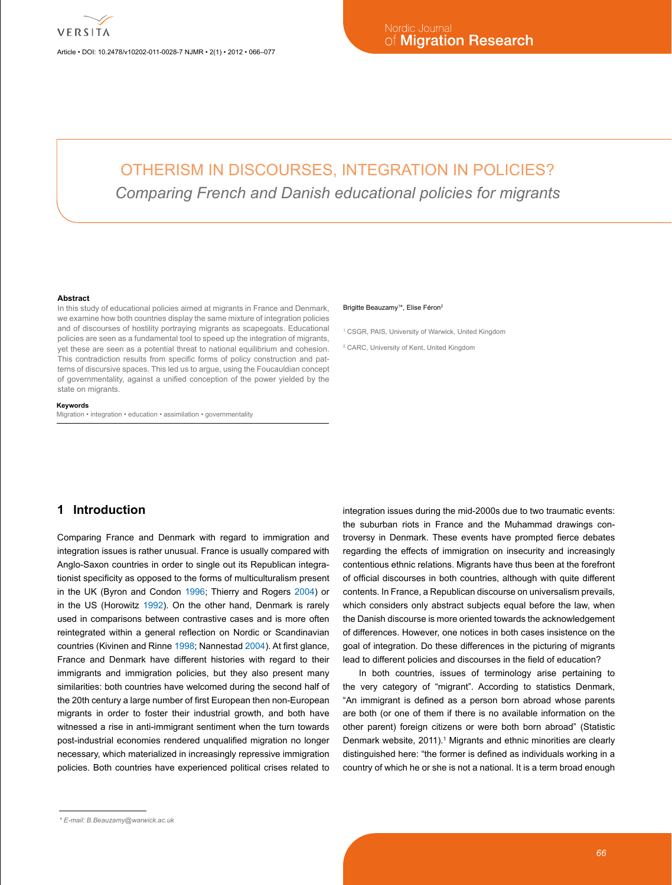# OTHERISM IN DISCOURSES, INTEGRATION IN POLICIES?

*Comparing French and Danish educational policies for migrants*

Brigitte Beauzamy[1]*, Elise Féron[2]

[1] CSGR, PAIS, University of Warwick, United Kingdom

[2] CARC, University of Kent, United Kingdom

**Abstract**

In this study of educational policies aimed at migrants in France and Denmark, we examine how both countries display the same mixture of integration policies and of discourses of hostility portraying migrants as scapegoats. Educational policies are seen as a fundamental tool to speed up the integration of migrants, yet these are seen as a potential threat to national equilibrium and cohesion. This contradiction results from specific forms of policy construction and patterns of discursive spaces. This led us to argue, using the Foucauldian concept of governmentality, against a unified conception of the power yielded by the state on migrants.

**Keywords**

Migration • integration • education • assimilation • governmentality

## 1 Introduction

Comparing France and Denmark with regard to immigration and integration issues is rather unusual. France is usually compared with Anglo-Saxon countries in order to single out its Republican integrationist specificity as opposed to the forms of multiculturalism present in the UK (Byron and Condon 1996; Thierry and Rogers 2004) or in the US (Horowitz 1992). On the other hand, Denmark is rarely used in comparisons between contrastive cases and is more often reintegrated within a general reflection on Nordic or Scandinavian countries (Kivinen and Rinne 1998; Nannestad 2004). At first glance, France and Denmark have different histories with regard to their immigrants and immigration policies, but they also present many similarities: both countries have welcomed during the second half of the 20th century a large number of first European then non-European migrants in order to foster their industrial growth, and both have witnessed a rise in anti-immigrant sentiment when the turn towards post-industrial economies rendered unqualified migration no longer necessary, which materialized in increasingly repressive immigration policies. Both countries have experienced political crises related to integration issues during the mid-2000s due to two traumatic events: the suburban riots in France and the Muhammad drawings controversy in Denmark. These events have prompted fierce debates regarding the effects of immigration on insecurity and increasingly contentious ethnic relations. Migrants have thus been at the forefront of official discourses in both countries, although with quite different contents. In France, a Republican discourse on universalism prevails, which considers only abstract subjects equal before the law, when the Danish discourse is more oriented towards the acknowledgement of differences. However, one notices in both cases insistence on the goal of integration. Do these differences in the picturing of migrants lead to different policies and discourses in the field of education?

In both countries, issues of terminology arise pertaining to the very category of "migrant". According to statistics Denmark, "An immigrant is defined as a person born abroad whose parents are both (or one of them if there is no available information on the other parent) foreign citizens or were both born abroad" (Statistic Denmark website, 2011).[1] Migrants and ethnic minorities are clearly distinguished here: "the former is defined as individuals working in a country of which he or she is not a national. It is a term broad enough

\* E-mail: B.Beauzamy@warwick.ac.uk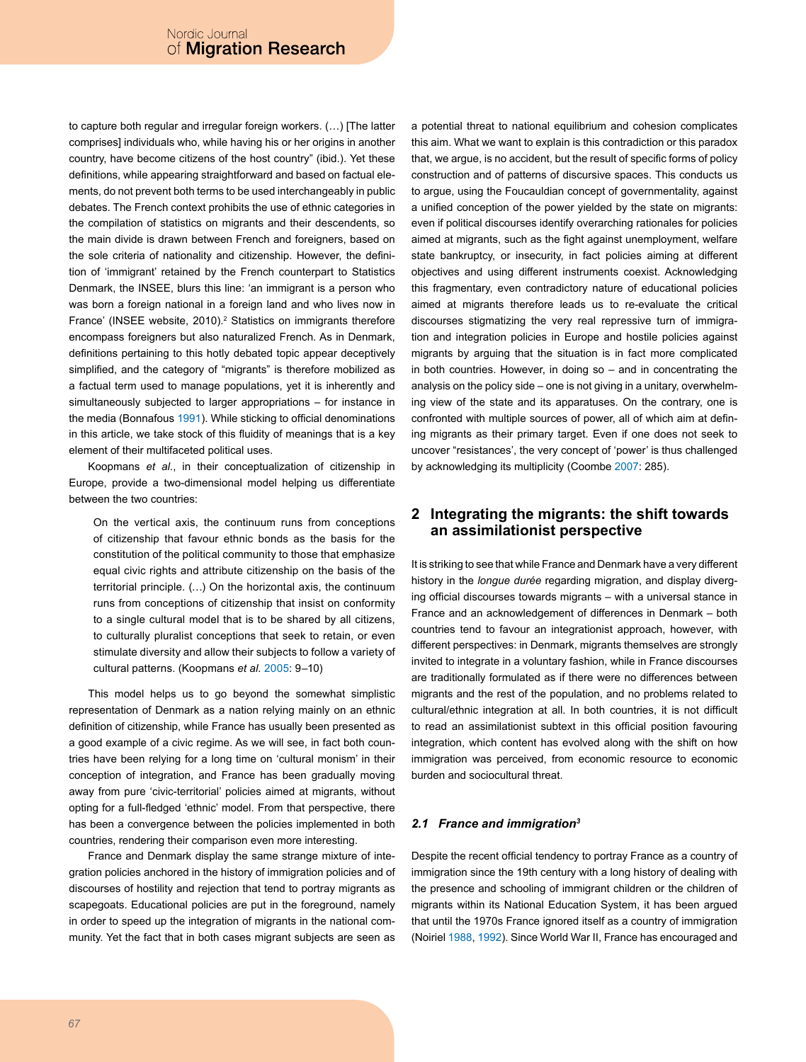to capture both regular and irregular foreign workers. (…) [The latter comprises] individuals who, while having his or her origins in another country, have become citizens of the host country" (ibid.). Yet these definitions, while appearing straightforward and based on factual elements, do not prevent both terms to be used interchangeably in public debates. The French context prohibits the use of ethnic categories in the compilation of statistics on migrants and their descendents, so the main divide is drawn between French and foreigners, based on the sole criteria of nationality and citizenship. However, the definition of 'immigrant' retained by the French counterpart to Statistics Denmark, the INSEE, blurs this line: 'an immigrant is a person who was born a foreign national in a foreign land and who lives now in France' (INSEE website, 2010).[2] Statistics on immigrants therefore encompass foreigners but also naturalized French. As in Denmark, definitions pertaining to this hotly debated topic appear deceptively simplified, and the category of "migrants" is therefore mobilized as a factual term used to manage populations, yet it is inherently and simultaneously subjected to larger appropriations – for instance in the media (Bonnafous 1991). While sticking to official denominations in this article, we take stock of this fluidity of meanings that is a key element of their multifaceted political uses.

Koopmans *et al.*, in their conceptualization of citizenship in Europe, provide a two-dimensional model helping us differentiate between the two countries:

> On the vertical axis, the continuum runs from conceptions of citizenship that favour ethnic bonds as the basis for the constitution of the political community to those that emphasize equal civic rights and attribute citizenship on the basis of the territorial principle. (…) On the horizontal axis, the continuum runs from conceptions of citizenship that insist on conformity to a single cultural model that is to be shared by all citizens, to culturally pluralist conceptions that seek to retain, or even stimulate diversity and allow their subjects to follow a variety of cultural patterns. (Koopmans *et al.* 2005: 9–10)

This model helps us to go beyond the somewhat simplistic representation of Denmark as a nation relying mainly on an ethnic definition of citizenship, while France has usually been presented as a good example of a civic regime. As we will see, in fact both countries have been relying for a long time on 'cultural monism' in their conception of integration, and France has been gradually moving away from pure 'civic-territorial' policies aimed at migrants, without opting for a full-fledged 'ethnic' model. From that perspective, there has been a convergence between the policies implemented in both countries, rendering their comparison even more interesting.

France and Denmark display the same strange mixture of integration policies anchored in the history of immigration policies and of discourses of hostility and rejection that tend to portray migrants as scapegoats. Educational policies are put in the foreground, namely in order to speed up the integration of migrants in the national community. Yet the fact that in both cases migrant subjects are seen as a potential threat to national equilibrium and cohesion complicates this aim. What we want to explain is this contradiction or this paradox that, we argue, is no accident, but the result of specific forms of policy construction and of patterns of discursive spaces. This conducts us to argue, using the Foucauldian concept of governmentality, against a unified conception of the power yielded by the state on migrants: even if political discourses identify overarching rationales for policies aimed at migrants, such as the fight against unemployment, welfare state bankruptcy, or insecurity, in fact policies aiming at different objectives and using different instruments coexist. Acknowledging this fragmentary, even contradictory nature of educational policies aimed at migrants therefore leads us to re-evaluate the critical discourses stigmatizing the very real repressive turn of immigration and integration policies in Europe and hostile policies against migrants by arguing that the situation is in fact more complicated in both countries. However, in doing so – and in concentrating the analysis on the policy side – one is not giving in a unitary, overwhelming view of the state and its apparatuses. On the contrary, one is confronted with multiple sources of power, all of which aim at defining migrants as their primary target. Even if one does not seek to uncover "resistances", the very concept of 'power' is thus challenged by acknowledging its multiplicity (Coombe 2007: 285).

## 2 Integrating the migrants: the shift towards an assimilationist perspective

It is striking to see that while France and Denmark have a very different history in the *longue durée* regarding migration, and display diverging official discourses towards migrants – with a universal stance in France and an acknowledgement of differences in Denmark – both countries tend to favour an integrationist approach, however, with different perspectives: in Denmark, migrants themselves are strongly invited to integrate in a voluntary fashion, while in France discourses are traditionally formulated as if there were no differences between migrants and the rest of the population, and no problems related to cultural/ethnic integration at all. In both countries, it is not difficult to read an assimilationist subtext in this official position favouring integration, which content has evolved along with the shift on how immigration was perceived, from economic resource to economic burden and sociocultural threat.

### *2.1 France and immigration[3]*

Despite the recent official tendency to portray France as a country of immigration since the 19th century with a long history of dealing with the presence and schooling of immigrant children or the children of migrants within its National Education System, it has been argued that until the 1970s France ignored itself as a country of immigration (Noiriel 1988, 1992). Since World War II, France has encouraged and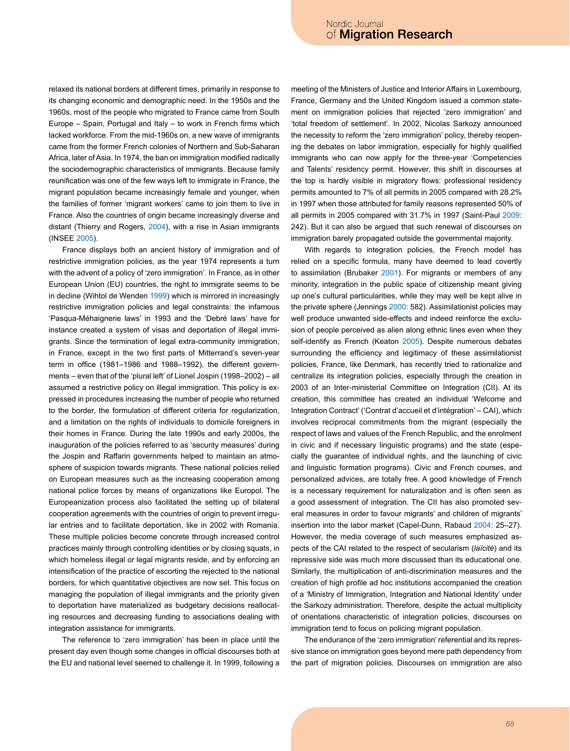relaxed its national borders at different times, primarily in response to its changing economic and demographic need. In the 1950s and the 1960s, most of the people who migrated to France came from South Europe – Spain, Portugal and Italy – to work in French firms which lacked workforce. From the mid-1960s on, a new wave of immigrants came from the former French colonies of Northern and Sub-Saharan Africa, later of Asia. In 1974, the ban on immigration modified radically the sociodemographic characteristics of immigrants. Because family reunification was one of the few ways left to immigrate in France, the migrant population became increasingly female and younger, when the families of former 'migrant workers' came to join them to live in France. Also the countries of origin became increasingly diverse and distant (Thierry and Rogers, 2004), with a rise in Asian immigrants (INSEE 2005).

France displays both an ancient history of immigration and of restrictive immigration policies, as the year 1974 represents a turn with the advent of a policy of 'zero immigration'. In France, as in other European Union (EU) countries, the right to immigrate seems to be in decline (Wihtol de Wenden 1999) which is mirrored in increasingly restrictive immigration policies and legal constraints: the infamous 'Pasqua-Méhaignerie laws' in 1993 and the 'Debré laws' have for instance created a system of visas and deportation of illegal immigrants. Since the termination of legal extra-community immigration, in France, except in the two first parts of Mitterrand's seven-year term in office (1981–1986 and 1988–1992), the different governments – even that of the 'plural left' of Lionel Jospin (1998–2002) – all assumed a restrictive policy on illegal immigration. This policy is expressed in procedures increasing the number of people who returned to the border, the formulation of different criteria for regularization, and a limitation on the rights of individuals to domicile foreigners in their homes in France. During the late 1990s and early 2000s, the inauguration of the policies referred to as 'security measures' during the Jospin and Raffarin governments helped to maintain an atmosphere of suspicion towards migrants. These national policies relied on European measures such as the increasing cooperation among national police forces by means of organizations like Europol. The Europeanization process also facilitated the setting up of bilateral cooperation agreements with the countries of origin to prevent irregular entries and to facilitate deportation, like in 2002 with Romania. These multiple policies become concrete through increased control practices mainly through controlling identities or by closing squats, in which homeless illegal or legal migrants reside, and by enforcing an intensification of the practice of escorting the rejected to the national borders, for which quantitative objectives are now set. This focus on managing the population of illegal immigrants and the priority given to deportation have materialized as budgetary decisions reallocating resources and decreasing funding to associations dealing with integration assistance for immigrants.

The reference to 'zero immigration' has been in place until the present day even though some changes in official discourses both at the EU and national level seemed to challenge it. In 1999, following a meeting of the Ministers of Justice and Interior Affairs in Luxembourg, France, Germany and the United Kingdom issued a common statement on immigration policies that rejected 'zero immigration' and 'total freedom of settlement'. In 2002, Nicolas Sarkozy announced the necessity to reform the 'zero immigration' policy, thereby reopening the debates on labor immigration, especially for highly qualified immigrants who can now apply for the three-year 'Competencies and Talents' residency permit. However, this shift in discourses at the top is hardly visible in migratory flows: professional residency permits amounted to 7% of all permits in 2005 compared with 28.2% in 1997 when those attributed for family reasons represented 50% of all permits in 2005 compared with 31.7% in 1997 (Saint-Paul 2009: 242). But it can also be argued that such renewal of discourses on immigration barely propagated outside the governmental majority.

With regards to integration policies, the French model has relied on a specific formula, many have deemed to lead covertly to assimilation (Brubaker 2001). For migrants or members of any minority, integration in the public space of citizenship meant giving up one's cultural particularities, while they may well be kept alive in the private sphere (Jennings 2000: 582). Assimilationist policies may well produce unwanted side-effects and indeed reinforce the exclusion of people perceived as alien along ethnic lines even when they self-identify as French (Keaton 2005). Despite numerous debates surrounding the efficiency and legitimacy of these assimilationist policies, France, like Denmark, has recently tried to rationalize and centralize its integration policies, especially through the creation in 2003 of an Inter-ministerial Committee on Integration (CII). At its creation, this committee has created an individual 'Welcome and Integration Contract' ('Contrat d'accueil et d'intégration' – CAI), which involves reciprocal commitments from the migrant (especially the respect of laws and values of the French Republic, and the enrolment in civic and if necessary linguistic programs) and the state (especially the guarantee of individual rights, and the launching of civic and linguistic formation programs). Civic and French courses, and personalized advices, are totally free. A good knowledge of French is a necessary requirement for naturalization and is often seen as a good assessment of integration. The CII has also promoted several measures in order to favour migrants' and children of migrants' insertion into the labor market (Capel-Dunn, Rabaud 2004: 25–27). However, the media coverage of such measures emphasized aspects of the CAI related to the respect of secularism (*laïcité*) and its repressive side was much more discussed than its educational one. Similarly, the multiplication of anti-discrimination measures and the creation of high profile ad hoc institutions accompanied the creation of a 'Ministry of Immigration, Integration and National Identity' under the Sarkozy administration. Therefore, despite the actual multiplicity of orientations characteristic of integration policies, discourses on immigration tend to focus on policing migrant population.

The endurance of the 'zero immigration' referential and its repressive stance on immigration goes beyond mere path dependency from the part of migration policies. Discourses on immigration are also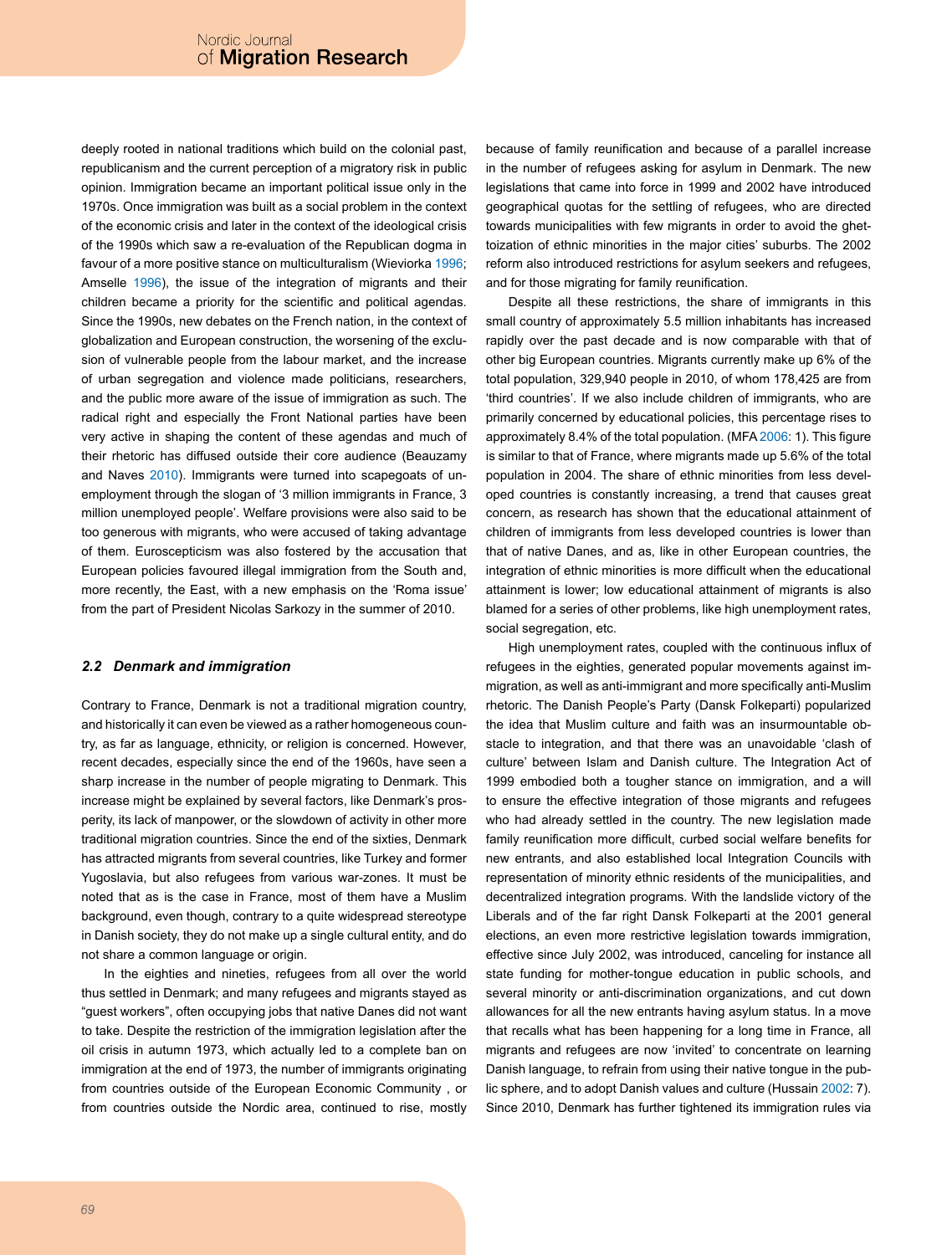deeply rooted in national traditions which build on the colonial past, republicanism and the current perception of a migratory risk in public opinion. Immigration became an important political issue only in the 1970s. Once immigration was built as a social problem in the context of the economic crisis and later in the context of the ideological crisis of the 1990s which saw a re-evaluation of the Republican dogma in favour of a more positive stance on multiculturalism (Wieviorka 1996; Amselle 1996), the issue of the integration of migrants and their children became a priority for the scientific and political agendas. Since the 1990s, new debates on the French nation, in the context of globalization and European construction, the worsening of the exclusion of vulnerable people from the labour market, and the increase of urban segregation and violence made politicians, researchers, and the public more aware of the issue of immigration as such. The radical right and especially the Front National parties have been very active in shaping the content of these agendas and much of their rhetoric has diffused outside their core audience (Beauzamy and Naves 2010). Immigrants were turned into scapegoats of unemployment through the slogan of '3 million immigrants in France, 3 million unemployed people'. Welfare provisions were also said to be too generous with migrants, who were accused of taking advantage of them. Euroscepticism was also fostered by the accusation that European policies favoured illegal immigration from the South and, more recently, the East, with a new emphasis on the 'Roma issue' from the part of President Nicolas Sarkozy in the summer of 2010.

### *2.2 Denmark and immigration*

Contrary to France, Denmark is not a traditional migration country, and historically it can even be viewed as a rather homogeneous country, as far as language, ethnicity, or religion is concerned. However, recent decades, especially since the end of the 1960s, have seen a sharp increase in the number of people migrating to Denmark. This increase might be explained by several factors, like Denmark's prosperity, its lack of manpower, or the slowdown of activity in other more traditional migration countries. Since the end of the sixties, Denmark has attracted migrants from several countries, like Turkey and former Yugoslavia, but also refugees from various war-zones. It must be noted that as is the case in France, most of them have a Muslim background, even though, contrary to a quite widespread stereotype in Danish society, they do not make up a single cultural entity, and do not share a common language or origin.

In the eighties and nineties, refugees from all over the world thus settled in Denmark; and many refugees and migrants stayed as "guest workers", often occupying jobs that native Danes did not want to take. Despite the restriction of the immigration legislation after the oil crisis in autumn 1973, which actually led to a complete ban on immigration at the end of 1973, the number of immigrants originating from countries outside of the European Economic Community , or from countries outside the Nordic area, continued to rise, mostly because of family reunification and because of a parallel increase in the number of refugees asking for asylum in Denmark. The new legislations that came into force in 1999 and 2002 have introduced geographical quotas for the settling of refugees, who are directed towards municipalities with few migrants in order to avoid the ghettoization of ethnic minorities in the major cities' suburbs. The 2002 reform also introduced restrictions for asylum seekers and refugees, and for those migrating for family reunification.

Despite all these restrictions, the share of immigrants in this small country of approximately 5.5 million inhabitants has increased rapidly over the past decade and is now comparable with that of other big European countries. Migrants currently make up 6% of the total population, 329,940 people in 2010, of whom 178,425 are from 'third countries'. If we also include children of immigrants, who are primarily concerned by educational policies, this percentage rises to approximately 8.4% of the total population. (MFA 2006: 1). This figure is similar to that of France, where migrants made up 5.6% of the total population in 2004. The share of ethnic minorities from less developed countries is constantly increasing, a trend that causes great concern, as research has shown that the educational attainment of children of immigrants from less developed countries is lower than that of native Danes, and as, like in other European countries, the integration of ethnic minorities is more difficult when the educational attainment is lower; low educational attainment of migrants is also blamed for a series of other problems, like high unemployment rates, social segregation, etc.

High unemployment rates, coupled with the continuous influx of refugees in the eighties, generated popular movements against immigration, as well as anti-immigrant and more specifically anti-Muslim rhetoric. The Danish People's Party (Dansk Folkeparti) popularized the idea that Muslim culture and faith was an insurmountable obstacle to integration, and that there was an unavoidable 'clash of culture' between Islam and Danish culture. The Integration Act of 1999 embodied both a tougher stance on immigration, and a will to ensure the effective integration of those migrants and refugees who had already settled in the country. The new legislation made family reunification more difficult, curbed social welfare benefits for new entrants, and also established local Integration Councils with representation of minority ethnic residents of the municipalities, and decentralized integration programs. With the landslide victory of the Liberals and of the far right Dansk Folkeparti at the 2001 general elections, an even more restrictive legislation towards immigration, effective since July 2002, was introduced, canceling for instance all state funding for mother-tongue education in public schools, and several minority or anti-discrimination organizations, and cut down allowances for all the new entrants having asylum status. In a move that recalls what has been happening for a long time in France, all migrants and refugees are now 'invited' to concentrate on learning Danish language, to refrain from using their native tongue in the public sphere, and to adopt Danish values and culture (Hussain 2002: 7). Since 2010, Denmark has further tightened its immigration rules via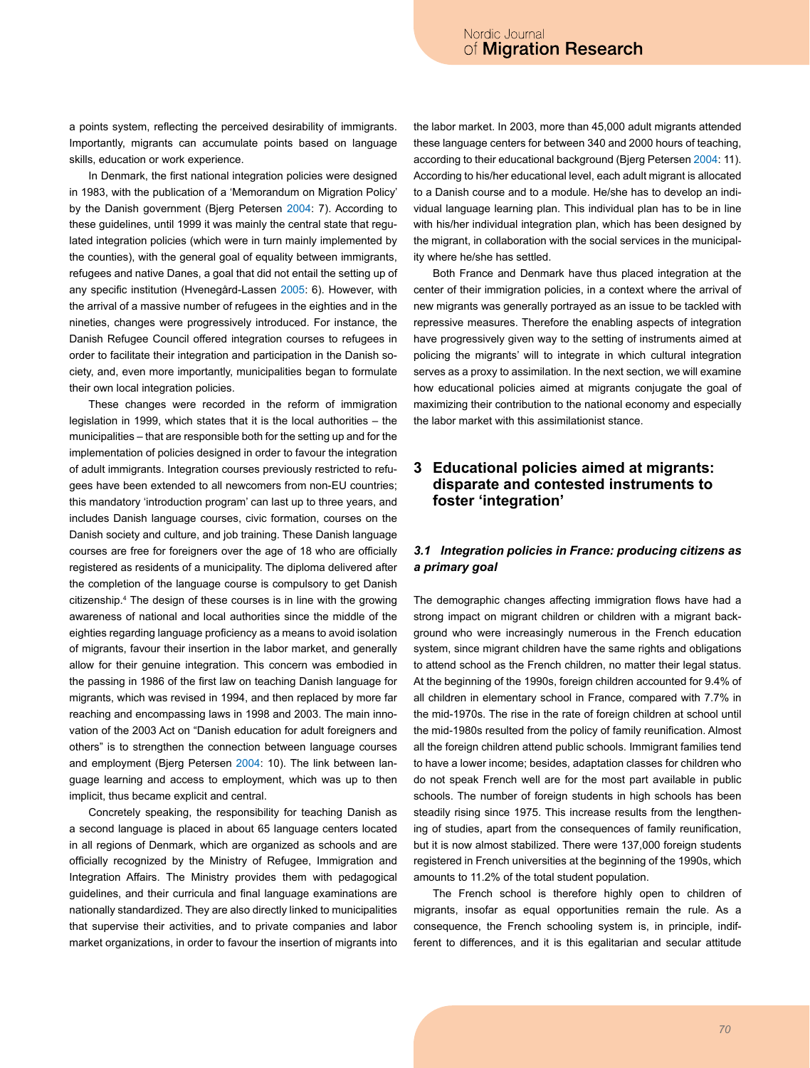a points system, reflecting the perceived desirability of immigrants. Importantly, migrants can accumulate points based on language skills, education or work experience.

In Denmark, the first national integration policies were designed in 1983, with the publication of a 'Memorandum on Migration Policy' by the Danish government (Bjerg Petersen 2004: 7). According to these guidelines, until 1999 it was mainly the central state that regulated integration policies (which were in turn mainly implemented by the counties), with the general goal of equality between immigrants, refugees and native Danes, a goal that did not entail the setting up of any specific institution (Hvenegård-Lassen 2005: 6). However, with the arrival of a massive number of refugees in the eighties and in the nineties, changes were progressively introduced. For instance, the Danish Refugee Council offered integration courses to refugees in order to facilitate their integration and participation in the Danish society, and, even more importantly, municipalities began to formulate their own local integration policies.

These changes were recorded in the reform of immigration legislation in 1999, which states that it is the local authorities – the municipalities – that are responsible both for the setting up and for the implementation of policies designed in order to favour the integration of adult immigrants. Integration courses previously restricted to refugees have been extended to all newcomers from non-EU countries; this mandatory 'introduction program' can last up to three years, and includes Danish language courses, civic formation, courses on the Danish society and culture, and job training. These Danish language courses are free for foreigners over the age of 18 who are officially registered as residents of a municipality. The diploma delivered after the completion of the language course is compulsory to get Danish citizenship.[4] The design of these courses is in line with the growing awareness of national and local authorities since the middle of the eighties regarding language proficiency as a means to avoid isolation of migrants, favour their insertion in the labor market, and generally allow for their genuine integration. This concern was embodied in the passing in 1986 of the first law on teaching Danish language for migrants, which was revised in 1994, and then replaced by more far reaching and encompassing laws in 1998 and 2003. The main innovation of the 2003 Act on "Danish education for adult foreigners and others" is to strengthen the connection between language courses and employment (Bjerg Petersen 2004: 10). The link between language learning and access to employment, which was up to then implicit, thus became explicit and central.

Concretely speaking, the responsibility for teaching Danish as a second language is placed in about 65 language centers located in all regions of Denmark, which are organized as schools and are officially recognized by the Ministry of Refugee, Immigration and Integration Affairs. The Ministry provides them with pedagogical guidelines, and their curricula and final language examinations are nationally standardized. They are also directly linked to municipalities that supervise their activities, and to private companies and labor market organizations, in order to favour the insertion of migrants into the labor market. In 2003, more than 45,000 adult migrants attended these language centers for between 340 and 2000 hours of teaching, according to their educational background (Bjerg Petersen 2004: 11). According to his/her educational level, each adult migrant is allocated to a Danish course and to a module. He/she has to develop an individual language learning plan. This individual plan has to be in line with his/her individual integration plan, which has been designed by the migrant, in collaboration with the social services in the municipality where he/she has settled.

Both France and Denmark have thus placed integration at the center of their immigration policies, in a context where the arrival of new migrants was generally portrayed as an issue to be tackled with repressive measures. Therefore the enabling aspects of integration have progressively given way to the setting of instruments aimed at policing the migrants' will to integrate in which cultural integration serves as a proxy to assimilation. In the next section, we will examine how educational policies aimed at migrants conjugate the goal of maximizing their contribution to the national economy and especially the labor market with this assimilationist stance.

## 3 Educational policies aimed at migrants: disparate and contested instruments to foster 'integration'

### *3.1 Integration policies in France: producing citizens as a primary goal*

The demographic changes affecting immigration flows have had a strong impact on migrant children or children with a migrant background who were increasingly numerous in the French education system, since migrant children have the same rights and obligations to attend school as the French children, no matter their legal status. At the beginning of the 1990s, foreign children accounted for 9.4% of all children in elementary school in France, compared with 7.7% in the mid-1970s. The rise in the rate of foreign children at school until the mid-1980s resulted from the policy of family reunification. Almost all the foreign children attend public schools. Immigrant families tend to have a lower income; besides, adaptation classes for children who do not speak French well are for the most part available in public schools. The number of foreign students in high schools has been steadily rising since 1975. This increase results from the lengthening of studies, apart from the consequences of family reunification, but it is now almost stabilized. There were 137,000 foreign students registered in French universities at the beginning of the 1990s, which amounts to 11.2% of the total student population.

The French school is therefore highly open to children of migrants, insofar as equal opportunities remain the rule. As a consequence, the French schooling system is, in principle, indifferent to differences, and it is this egalitarian and secular attitude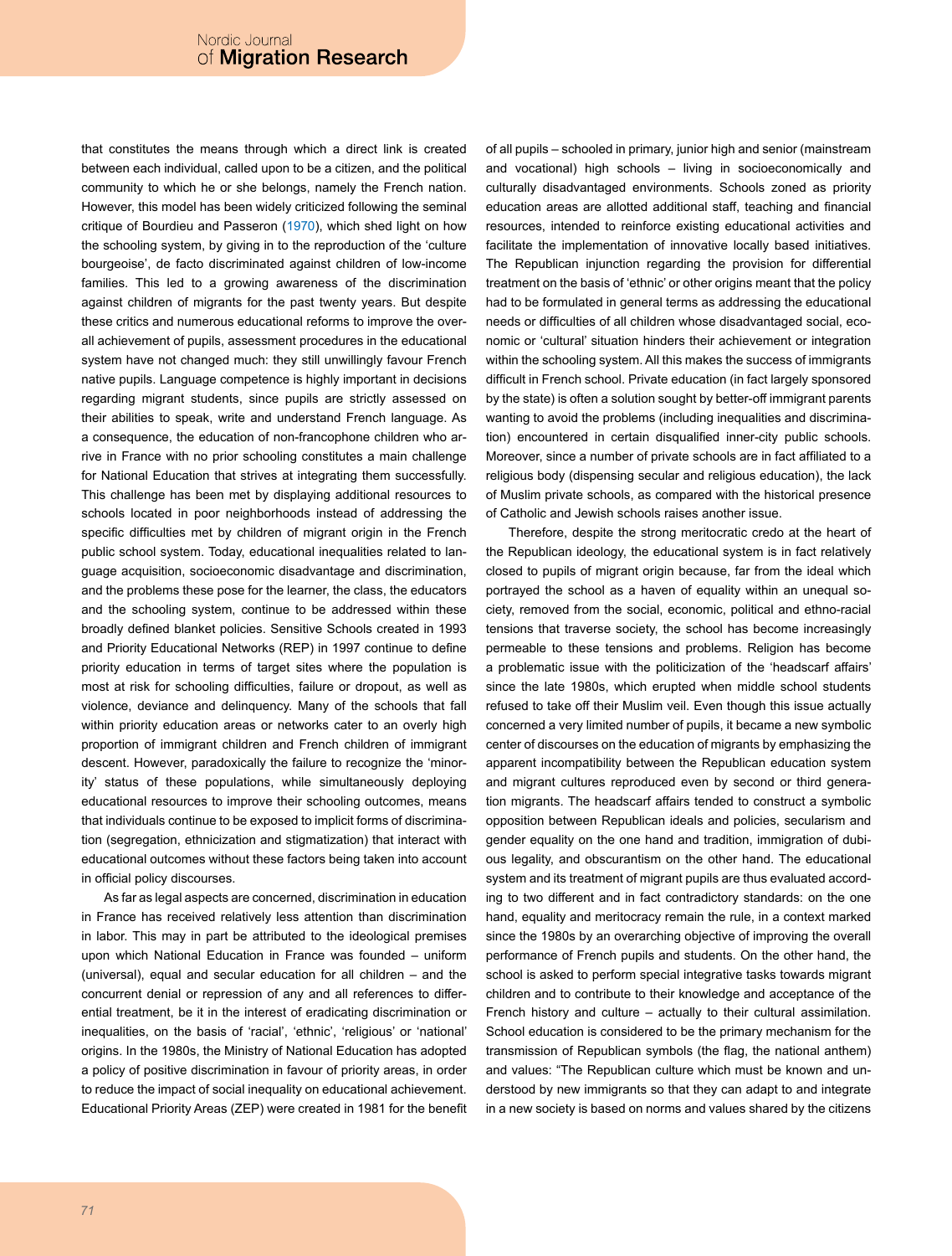that constitutes the means through which a direct link is created between each individual, called upon to be a citizen, and the political community to which he or she belongs, namely the French nation. However, this model has been widely criticized following the seminal critique of Bourdieu and Passeron (1970), which shed light on how the schooling system, by giving in to the reproduction of the 'culture bourgeoise', de facto discriminated against children of low-income families. This led to a growing awareness of the discrimination against children of migrants for the past twenty years. But despite these critics and numerous educational reforms to improve the overall achievement of pupils, assessment procedures in the educational system have not changed much: they still unwillingly favour French native pupils. Language competence is highly important in decisions regarding migrant students, since pupils are strictly assessed on their abilities to speak, write and understand French language. As a consequence, the education of non-francophone children who arrive in France with no prior schooling constitutes a main challenge for National Education that strives at integrating them successfully. This challenge has been met by displaying additional resources to schools located in poor neighborhoods instead of addressing the specific difficulties met by children of migrant origin in the French public school system. Today, educational inequalities related to language acquisition, socioeconomic disadvantage and discrimination, and the problems these pose for the learner, the class, the educators and the schooling system, continue to be addressed within these broadly defined blanket policies. Sensitive Schools created in 1993 and Priority Educational Networks (REP) in 1997 continue to define priority education in terms of target sites where the population is most at risk for schooling difficulties, failure or dropout, as well as violence, deviance and delinquency. Many of the schools that fall within priority education areas or networks cater to an overly high proportion of immigrant children and French children of immigrant descent. However, paradoxically the failure to recognize the 'minority' status of these populations, while simultaneously deploying educational resources to improve their schooling outcomes, means that individuals continue to be exposed to implicit forms of discrimination (segregation, ethnicization and stigmatization) that interact with educational outcomes without these factors being taken into account in official policy discourses.

As far as legal aspects are concerned, discrimination in education in France has received relatively less attention than discrimination in labor. This may in part be attributed to the ideological premises upon which National Education in France was founded – uniform (universal), equal and secular education for all children – and the concurrent denial or repression of any and all references to differential treatment, be it in the interest of eradicating discrimination or inequalities, on the basis of 'racial', 'ethnic', 'religious' or 'national' origins. In the 1980s, the Ministry of National Education has adopted a policy of positive discrimination in favour of priority areas, in order to reduce the impact of social inequality on educational achievement. Educational Priority Areas (ZEP) were created in 1981 for the benefit of all pupils – schooled in primary, junior high and senior (mainstream and vocational) high schools – living in socioeconomically and culturally disadvantaged environments. Schools zoned as priority education areas are allotted additional staff, teaching and financial resources, intended to reinforce existing educational activities and facilitate the implementation of innovative locally based initiatives. The Republican injunction regarding the provision for differential treatment on the basis of 'ethnic' or other origins meant that the policy had to be formulated in general terms as addressing the educational needs or difficulties of all children whose disadvantaged social, economic or 'cultural' situation hinders their achievement or integration within the schooling system. All this makes the success of immigrants difficult in French school. Private education (in fact largely sponsored by the state) is often a solution sought by better-off immigrant parents wanting to avoid the problems (including inequalities and discrimination) encountered in certain disqualified inner-city public schools. Moreover, since a number of private schools are in fact affiliated to a religious body (dispensing secular and religious education), the lack of Muslim private schools, as compared with the historical presence of Catholic and Jewish schools raises another issue.

Therefore, despite the strong meritocratic credo at the heart of the Republican ideology, the educational system is in fact relatively closed to pupils of migrant origin because, far from the ideal which portrayed the school as a haven of equality within an unequal society, removed from the social, economic, political and ethno-racial tensions that traverse society, the school has become increasingly permeable to these tensions and problems. Religion has become a problematic issue with the politicization of the 'headscarf affairs' since the late 1980s, which erupted when middle school students refused to take off their Muslim veil. Even though this issue actually concerned a very limited number of pupils, it became a new symbolic center of discourses on the education of migrants by emphasizing the apparent incompatibility between the Republican education system and migrant cultures reproduced even by second or third generation migrants. The headscarf affairs tended to construct a symbolic opposition between Republican ideals and policies, secularism and gender equality on the one hand and tradition, immigration of dubious legality, and obscurantism on the other hand. The educational system and its treatment of migrant pupils are thus evaluated according to two different and in fact contradictory standards: on the one hand, equality and meritocracy remain the rule, in a context marked since the 1980s by an overarching objective of improving the overall performance of French pupils and students. On the other hand, the school is asked to perform special integrative tasks towards migrant children and to contribute to their knowledge and acceptance of the French history and culture – actually to their cultural assimilation. School education is considered to be the primary mechanism for the transmission of Republican symbols (the flag, the national anthem) and values: "The Republican culture which must be known and understood by new immigrants so that they can adapt to and integrate in a new society is based on norms and values shared by the citizens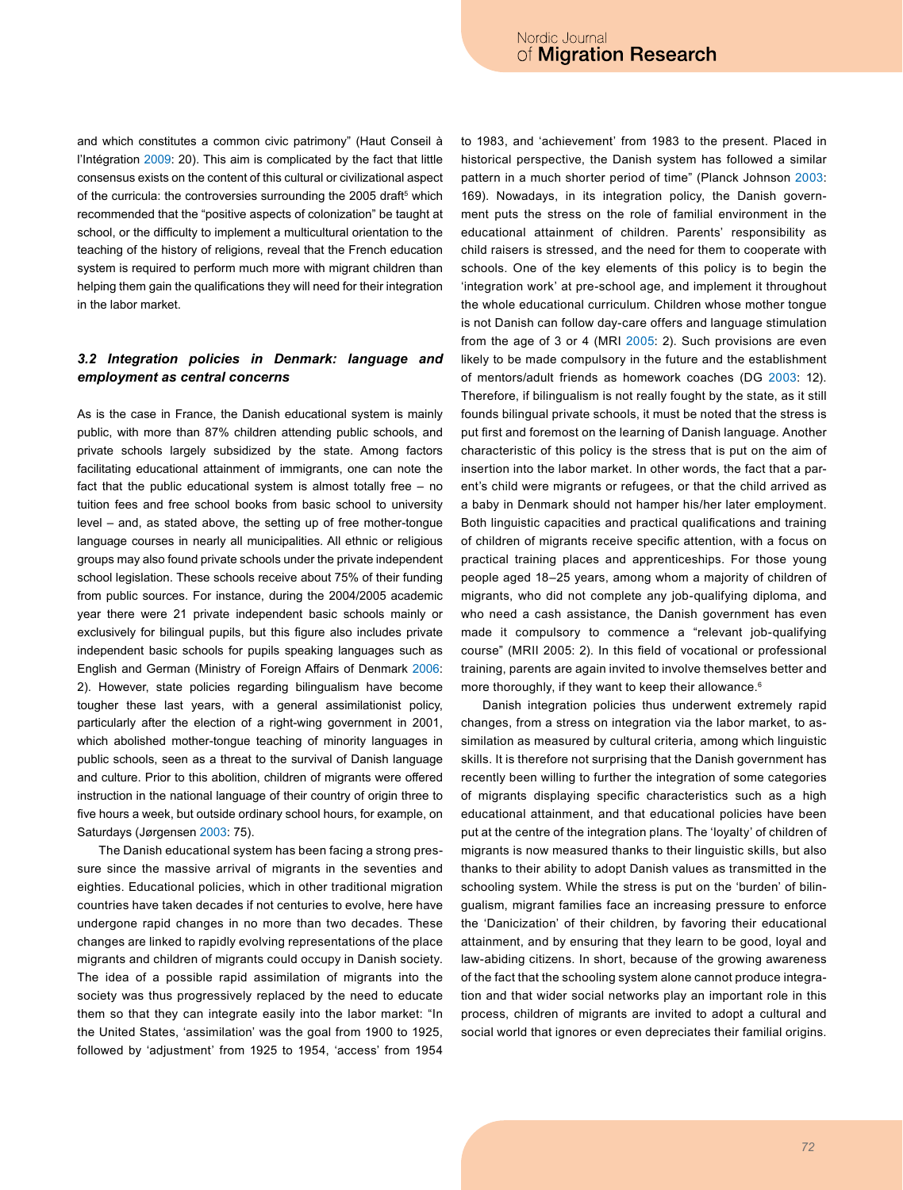and which constitutes a common civic patrimony" (Haut Conseil à l'Intégration 2009: 20). This aim is complicated by the fact that little consensus exists on the content of this cultural or civilizational aspect of the curricula: the controversies surrounding the 2005 draft[5] which recommended that the "positive aspects of colonization" be taught at school, or the difficulty to implement a multicultural orientation to the teaching of the history of religions, reveal that the French education system is required to perform much more with migrant children than helping them gain the qualifications they will need for their integration in the labor market.

### *3.2 Integration policies in Denmark: language and employment as central concerns*

As is the case in France, the Danish educational system is mainly public, with more than 87% children attending public schools, and private schools largely subsidized by the state. Among factors facilitating educational attainment of immigrants, one can note the fact that the public educational system is almost totally free – no tuition fees and free school books from basic school to university level – and, as stated above, the setting up of free mother-tongue language courses in nearly all municipalities. All ethnic or religious groups may also found private schools under the private independent school legislation. These schools receive about 75% of their funding from public sources. For instance, during the 2004/2005 academic year there were 21 private independent basic schools mainly or exclusively for bilingual pupils, but this figure also includes private independent basic schools for pupils speaking languages such as English and German (Ministry of Foreign Affairs of Denmark 2006: 2). However, state policies regarding bilingualism have become tougher these last years, with a general assimilationist policy, particularly after the election of a right-wing government in 2001, which abolished mother-tongue teaching of minority languages in public schools, seen as a threat to the survival of Danish language and culture. Prior to this abolition, children of migrants were offered instruction in the national language of their country of origin three to five hours a week, but outside ordinary school hours, for example, on Saturdays (Jørgensen 2003: 75).

The Danish educational system has been facing a strong pressure since the massive arrival of migrants in the seventies and eighties. Educational policies, which in other traditional migration countries have taken decades if not centuries to evolve, here have undergone rapid changes in no more than two decades. These changes are linked to rapidly evolving representations of the place migrants and children of migrants could occupy in Danish society. The idea of a possible rapid assimilation of migrants into the society was thus progressively replaced by the need to educate them so that they can integrate easily into the labor market: "In the United States, 'assimilation' was the goal from 1900 to 1925, followed by 'adjustment' from 1925 to 1954, 'access' from 1954 to 1983, and 'achievement' from 1983 to the present. Placed in historical perspective, the Danish system has followed a similar pattern in a much shorter period of time" (Planck Johnson 2003: 169). Nowadays, in its integration policy, the Danish government puts the stress on the role of familial environment in the educational attainment of children. Parents' responsibility as child raisers is stressed, and the need for them to cooperate with schools. One of the key elements of this policy is to begin the 'integration work' at pre-school age, and implement it throughout the whole educational curriculum. Children whose mother tongue is not Danish can follow day-care offers and language stimulation from the age of 3 or 4 (MRI 2005: 2). Such provisions are even likely to be made compulsory in the future and the establishment of mentors/adult friends as homework coaches (DG 2003: 12). Therefore, if bilingualism is not really fought by the state, as it still founds bilingual private schools, it must be noted that the stress is put first and foremost on the learning of Danish language. Another characteristic of this policy is the stress that is put on the aim of insertion into the labor market. In other words, the fact that a parent's child were migrants or refugees, or that the child arrived as a baby in Denmark should not hamper his/her later employment. Both linguistic capacities and practical qualifications and training of children of migrants receive specific attention, with a focus on practical training places and apprenticeships. For those young people aged 18–25 years, among whom a majority of children of migrants, who did not complete any job-qualifying diploma, and who need a cash assistance, the Danish government has even made it compulsory to commence a "relevant job-qualifying course" (MRII 2005: 2). In this field of vocational or professional training, parents are again invited to involve themselves better and more thoroughly, if they want to keep their allowance.[6]

Danish integration policies thus underwent extremely rapid changes, from a stress on integration via the labor market, to assimilation as measured by cultural criteria, among which linguistic skills. It is therefore not surprising that the Danish government has recently been willing to further the integration of some categories of migrants displaying specific characteristics such as a high educational attainment, and that educational policies have been put at the centre of the integration plans. The 'loyalty' of children of migrants is now measured thanks to their linguistic skills, but also thanks to their ability to adopt Danish values as transmitted in the schooling system. While the stress is put on the 'burden' of bilingualism, migrant families face an increasing pressure to enforce the 'Danicization' of their children, by favoring their educational attainment, and by ensuring that they learn to be good, loyal and law-abiding citizens. In short, because of the growing awareness of the fact that the schooling system alone cannot produce integration and that wider social networks play an important role in this process, children of migrants are invited to adopt a cultural and social world that ignores or even depreciates their familial origins.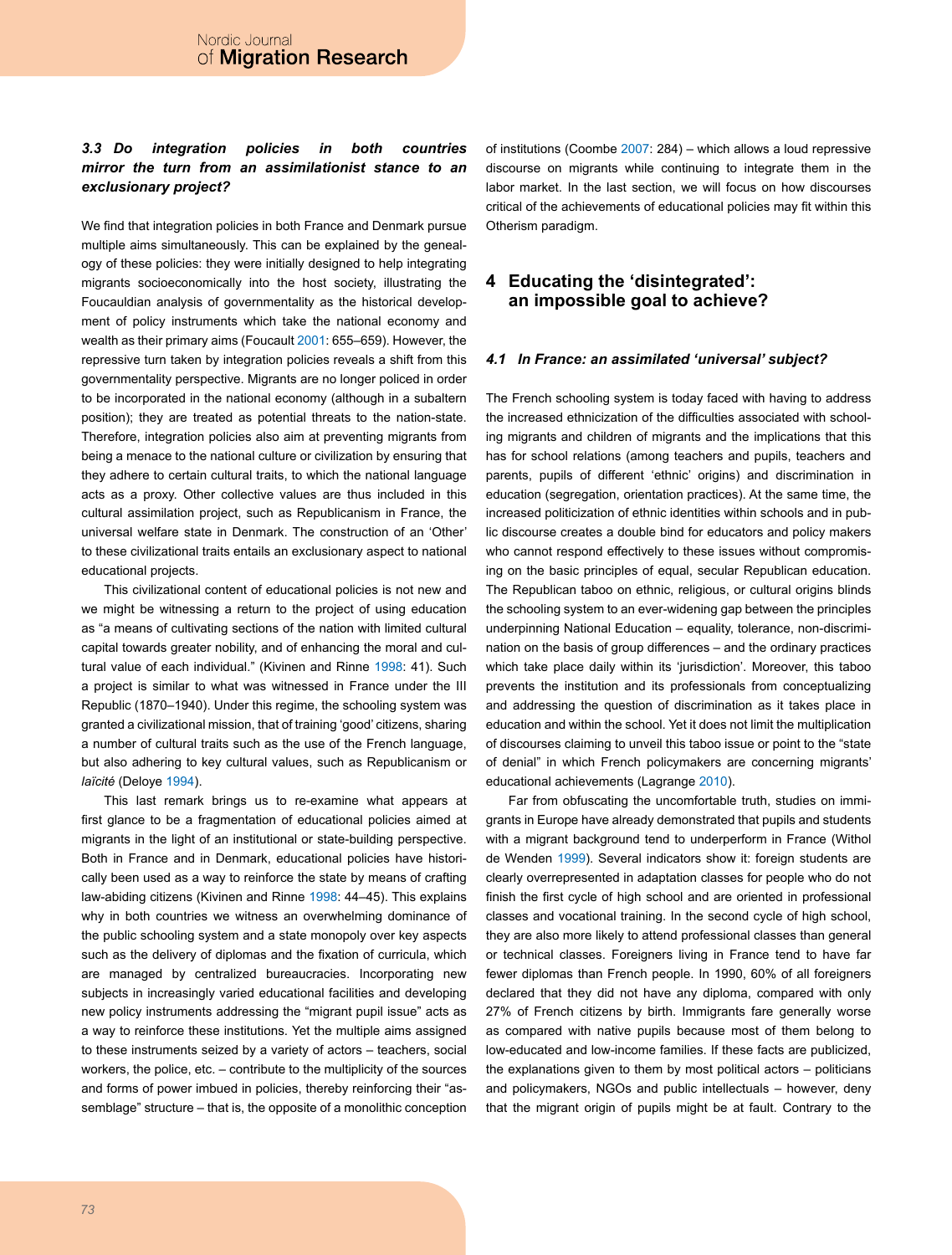### *3.3 Do integration policies in both countries mirror the turn from an assimilationist stance to an exclusionary project?*

We find that integration policies in both France and Denmark pursue multiple aims simultaneously. This can be explained by the genealogy of these policies: they were initially designed to help integrating migrants socioeconomically into the host society, illustrating the Foucauldian analysis of governmentality as the historical development of policy instruments which take the national economy and wealth as their primary aims (Foucault 2001: 655–659). However, the repressive turn taken by integration policies reveals a shift from this governmentality perspective. Migrants are no longer policed in order to be incorporated in the national economy (although in a subaltern position); they are treated as potential threats to the nation-state. Therefore, integration policies also aim at preventing migrants from being a menace to the national culture or civilization by ensuring that they adhere to certain cultural traits, to which the national language acts as a proxy. Other collective values are thus included in this cultural assimilation project, such as Republicanism in France, the universal welfare state in Denmark. The construction of an 'Other' to these civilizational traits entails an exclusionary aspect to national educational projects.

This civilizational content of educational policies is not new and we might be witnessing a return to the project of using education as "a means of cultivating sections of the nation with limited cultural capital towards greater nobility, and of enhancing the moral and cultural value of each individual." (Kivinen and Rinne 1998: 41). Such a project is similar to what was witnessed in France under the III Republic (1870–1940). Under this regime, the schooling system was granted a civilizational mission, that of training 'good' citizens, sharing a number of cultural traits such as the use of the French language, but also adhering to key cultural values, such as Republicanism or *laïcité* (Deloye 1994).

This last remark brings us to re-examine what appears at first glance to be a fragmentation of educational policies aimed at migrants in the light of an institutional or state-building perspective. Both in France and in Denmark, educational policies have historically been used as a way to reinforce the state by means of crafting law-abiding citizens (Kivinen and Rinne 1998: 44–45). This explains why in both countries we witness an overwhelming dominance of the public schooling system and a state monopoly over key aspects such as the delivery of diplomas and the fixation of curricula, which are managed by centralized bureaucracies. Incorporating new subjects in increasingly varied educational facilities and developing new policy instruments addressing the "migrant pupil issue" acts as a way to reinforce these institutions. Yet the multiple aims assigned to these instruments seized by a variety of actors – teachers, social workers, the police, etc. – contribute to the multiplicity of the sources and forms of power imbued in policies, thereby reinforcing their "assemblage" structure – that is, the opposite of a monolithic conception of institutions (Coombe 2007: 284) – which allows a loud repressive discourse on migrants while continuing to integrate them in the labor market. In the last section, we will focus on how discourses critical of the achievements of educational policies may fit within this Otherism paradigm.

## 4 Educating the 'disintegrated': an impossible goal to achieve?

### *4.1 In France: an assimilated 'universal' subject?*

The French schooling system is today faced with having to address the increased ethnicization of the difficulties associated with schooling migrants and children of migrants and the implications that this has for school relations (among teachers and pupils, teachers and parents, pupils of different 'ethnic' origins) and discrimination in education (segregation, orientation practices). At the same time, the increased politicization of ethnic identities within schools and in public discourse creates a double bind for educators and policy makers who cannot respond effectively to these issues without compromising on the basic principles of equal, secular Republican education. The Republican taboo on ethnic, religious, or cultural origins blinds the schooling system to an ever-widening gap between the principles underpinning National Education – equality, tolerance, non-discrimination on the basis of group differences – and the ordinary practices which take place daily within its 'jurisdiction'. Moreover, this taboo prevents the institution and its professionals from conceptualizing and addressing the question of discrimination as it takes place in education and within the school. Yet it does not limit the multiplication of discourses claiming to unveil this taboo issue or point to the "state of denial" in which French policymakers are concerning migrants' educational achievements (Lagrange 2010).

Far from obfuscating the uncomfortable truth, studies on immigrants in Europe have already demonstrated that pupils and students with a migrant background tend to underperform in France (Withol de Wenden 1999). Several indicators show it: foreign students are clearly overrepresented in adaptation classes for people who do not finish the first cycle of high school and are oriented in professional classes and vocational training. In the second cycle of high school, they are also more likely to attend professional classes than general or technical classes. Foreigners living in France tend to have far fewer diplomas than French people. In 1990, 60% of all foreigners declared that they did not have any diploma, compared with only 27% of French citizens by birth. Immigrants fare generally worse as compared with native pupils because most of them belong to low-educated and low-income families. If these facts are publicized, the explanations given to them by most political actors – politicians and policymakers, NGOs and public intellectuals – however, deny that the migrant origin of pupils might be at fault. Contrary to the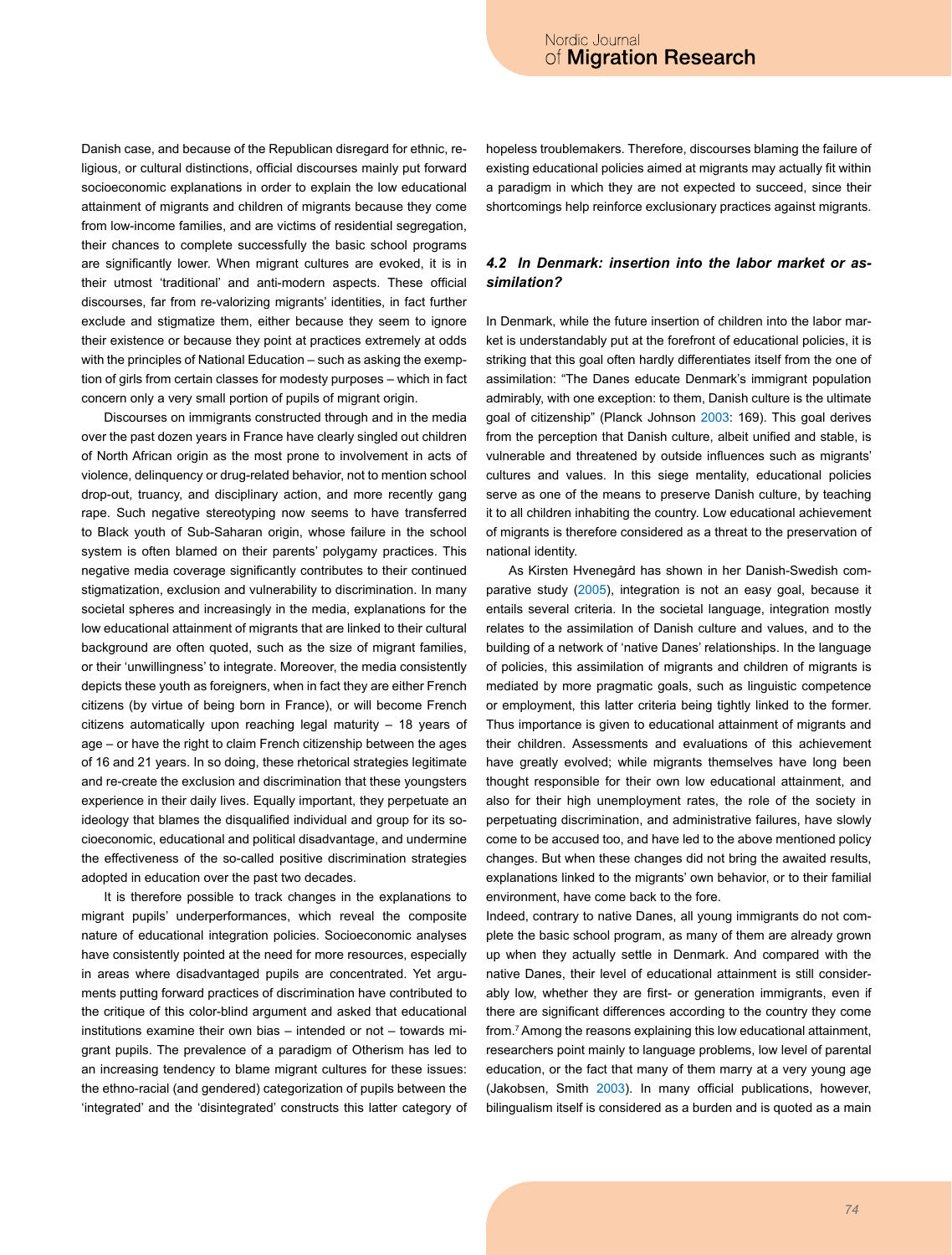Danish case, and because of the Republican disregard for ethnic, religious, or cultural distinctions, official discourses mainly put forward socioeconomic explanations in order to explain the low educational attainment of migrants and children of migrants because they come from low-income families, and are victims of residential segregation, their chances to complete successfully the basic school programs are significantly lower. When migrant cultures are evoked, it is in their utmost 'traditional' and anti-modern aspects. These official discourses, far from re-valorizing migrants' identities, in fact further exclude and stigmatize them, either because they seem to ignore their existence or because they point at practices extremely at odds with the principles of National Education – such as asking the exemption of girls from certain classes for modesty purposes – which in fact concern only a very small portion of pupils of migrant origin.

Discourses on immigrants constructed through and in the media over the past dozen years in France have clearly singled out children of North African origin as the most prone to involvement in acts of violence, delinquency or drug-related behavior, not to mention school drop-out, truancy, and disciplinary action, and more recently gang rape. Such negative stereotyping now seems to have transferred to Black youth of Sub-Saharan origin, whose failure in the school system is often blamed on their parents' polygamy practices. This negative media coverage significantly contributes to their continued stigmatization, exclusion and vulnerability to discrimination. In many societal spheres and increasingly in the media, explanations for the low educational attainment of migrants that are linked to their cultural background are often quoted, such as the size of migrant families, or their 'unwillingness' to integrate. Moreover, the media consistently depicts these youth as foreigners, when in fact they are either French citizens (by virtue of being born in France), or will become French citizens automatically upon reaching legal maturity – 18 years of age – or have the right to claim French citizenship between the ages of 16 and 21 years. In so doing, these rhetorical strategies legitimate and re-create the exclusion and discrimination that these youngsters experience in their daily lives. Equally important, they perpetuate an ideology that blames the disqualified individual and group for its socioeconomic, educational and political disadvantage, and undermine the effectiveness of the so-called positive discrimination strategies adopted in education over the past two decades.

It is therefore possible to track changes in the explanations to migrant pupils' underperformances, which reveal the composite nature of educational integration policies. Socioeconomic analyses have consistently pointed at the need for more resources, especially in areas where disadvantaged pupils are concentrated. Yet arguments putting forward practices of discrimination have contributed to the critique of this color-blind argument and asked that educational institutions examine their own bias – intended or not – towards migrant pupils. The prevalence of a paradigm of Otherism has led to an increasing tendency to blame migrant cultures for these issues: the ethno-racial (and gendered) categorization of pupils between the 'integrated' and the 'disintegrated' constructs this latter category of hopeless troublemakers. Therefore, discourses blaming the failure of existing educational policies aimed at migrants may actually fit within a paradigm in which they are not expected to succeed, since their shortcomings help reinforce exclusionary practices against migrants.

### *4.2 In Denmark: insertion into the labor market or assimilation?*

In Denmark, while the future insertion of children into the labor market is understandably put at the forefront of educational policies, it is striking that this goal often hardly differentiates itself from the one of assimilation: "The Danes educate Denmark's immigrant population admirably, with one exception: to them, Danish culture is the ultimate goal of citizenship" (Planck Johnson 2003: 169). This goal derives from the perception that Danish culture, albeit unified and stable, is vulnerable and threatened by outside influences such as migrants' cultures and values. In this siege mentality, educational policies serve as one of the means to preserve Danish culture, by teaching it to all children inhabiting the country. Low educational achievement of migrants is therefore considered as a threat to the preservation of national identity.

As Kirsten Hvenegård has shown in her Danish-Swedish comparative study (2005), integration is not an easy goal, because it entails several criteria. In the societal language, integration mostly relates to the assimilation of Danish culture and values, and to the building of a network of 'native Danes' relationships. In the language of policies, this assimilation of migrants and children of migrants is mediated by more pragmatic goals, such as linguistic competence or employment, this latter criteria being tightly linked to the former. Thus importance is given to educational attainment of migrants and their children. Assessments and evaluations of this achievement have greatly evolved; while migrants themselves have long been thought responsible for their own low educational attainment, and also for their high unemployment rates, the role of the society in perpetuating discrimination, and administrative failures, have slowly come to be accused too, and have led to the above mentioned policy changes. But when these changes did not bring the awaited results, explanations linked to the migrants' own behavior, or to their familial environment, have come back to the fore.

Indeed, contrary to native Danes, all young immigrants do not complete the basic school program, as many of them are already grown up when they actually settle in Denmark. And compared with the native Danes, their level of educational attainment is still considerably low, whether they are first- or generation immigrants, even if there are significant differences according to the country they come from.[7] Among the reasons explaining this low educational attainment, researchers point mainly to language problems, low level of parental education, or the fact that many of them marry at a very young age (Jakobsen, Smith 2003). In many official publications, however, bilingualism itself is considered as a burden and is quoted as a main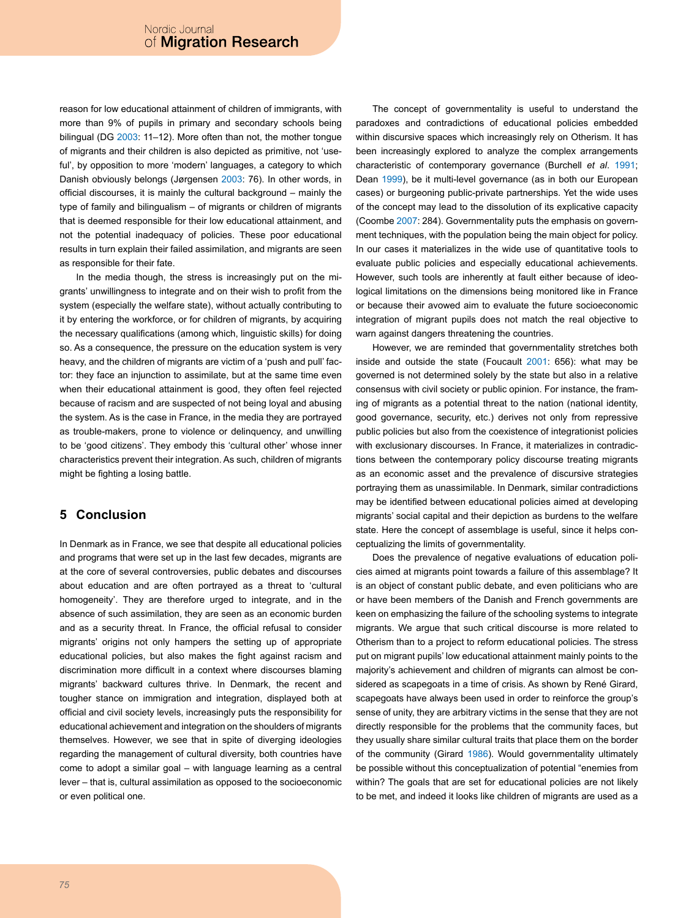reason for low educational attainment of children of immigrants, with more than 9% of pupils in primary and secondary schools being bilingual (DG 2003: 11–12). More often than not, the mother tongue of migrants and their children is also depicted as primitive, not 'useful', by opposition to more 'modern' languages, a category to which Danish obviously belongs (Jørgensen 2003: 76). In other words, in official discourses, it is mainly the cultural background – mainly the type of family and bilingualism – of migrants or children of migrants that is deemed responsible for their low educational attainment, and not the potential inadequacy of policies. These poor educational results in turn explain their failed assimilation, and migrants are seen as responsible for their fate.

In the media though, the stress is increasingly put on the migrants' unwillingness to integrate and on their wish to profit from the system (especially the welfare state), without actually contributing to it by entering the workforce, or for children of migrants, by acquiring the necessary qualifications (among which, linguistic skills) for doing so. As a consequence, the pressure on the education system is very heavy, and the children of migrants are victim of a 'push and pull' factor: they face an injunction to assimilate, but at the same time even when their educational attainment is good, they often feel rejected because of racism and are suspected of not being loyal and abusing the system. As is the case in France, in the media they are portrayed as trouble-makers, prone to violence or delinquency, and unwilling to be 'good citizens'. They embody this 'cultural other' whose inner characteristics prevent their integration. As such, children of migrants might be fighting a losing battle.

## 5 Conclusion

In Denmark as in France, we see that despite all educational policies and programs that were set up in the last few decades, migrants are at the core of several controversies, public debates and discourses about education and are often portrayed as a threat to 'cultural homogeneity'. They are therefore urged to integrate, and in the absence of such assimilation, they are seen as an economic burden and as a security threat. In France, the official refusal to consider migrants' origins not only hampers the setting up of appropriate educational policies, but also makes the fight against racism and discrimination more difficult in a context where discourses blaming migrants' backward cultures thrive. In Denmark, the recent and tougher stance on immigration and integration, displayed both at official and civil society levels, increasingly puts the responsibility for educational achievement and integration on the shoulders of migrants themselves. However, we see that in spite of differing ideologies regarding the management of cultural diversity, both countries have come to adopt a similar goal – with language learning as a central lever – that is, cultural assimilation as opposed to the socioeconomic or even political one.

The concept of governmentality is useful to understand the paradoxes and contradictions of educational policies embedded within discursive spaces which increasingly rely on Otherism. It has been increasingly explored to analyze the complex arrangements characteristic of contemporary governance (Burchell *et al.* 1991; Dean 1999), be it multi-level governance (as in both our European cases) or burgeoning public-private partnerships. Yet the wide uses of the concept may lead to the dissolution of its explicative capacity (Coombe 2007: 284). Governmentality puts the emphasis on government techniques, with the population being the main object for policy. In our cases it materializes in the wide use of quantitative tools to evaluate public policies and especially educational achievements. However, such tools are inherently at fault either because of ideological limitations on the dimensions being monitored like in France or because their avowed aim to evaluate the future socioeconomic integration of migrant pupils does not match the real objective to warn against dangers threatening the countries.

However, we are reminded that governmentality stretches both inside and outside the state (Foucault 2001: 656): what may be governed is not determined solely by the state but also in a relative consensus with civil society or public opinion. For instance, the framing of migrants as a potential threat to the nation (national identity, good governance, security, etc.) derives not only from repressive public policies but also from the coexistence of integrationist policies with exclusionary discourses. In France, it materializes in contradictions between the contemporary policy discourse treating migrants as an economic asset and the prevalence of discursive strategies portraying them as unassimilable. In Denmark, similar contradictions may be identified between educational policies aimed at developing migrants' social capital and their depiction as burdens to the welfare state. Here the concept of assemblage is useful, since it helps conceptualizing the limits of governmentality.

Does the prevalence of negative evaluations of education policies aimed at migrants point towards a failure of this assemblage? It is an object of constant public debate, and even politicians who are or have been members of the Danish and French governments are keen on emphasizing the failure of the schooling systems to integrate migrants. We argue that such critical discourse is more related to Otherism than to a project to reform educational policies. The stress put on migrant pupils' low educational attainment mainly points to the majority's achievement and children of migrants can almost be considered as scapegoats in a time of crisis. As shown by René Girard, scapegoats have always been used in order to reinforce the group's sense of unity, they are arbitrary victims in the sense that they are not directly responsible for the problems that the community faces, but they usually share similar cultural traits that place them on the border of the community (Girard 1986). Would governmentality ultimately be possible without this conceptualization of potential "enemies from within? The goals that are set for educational policies are not likely to be met, and indeed it looks like children of migrants are used as a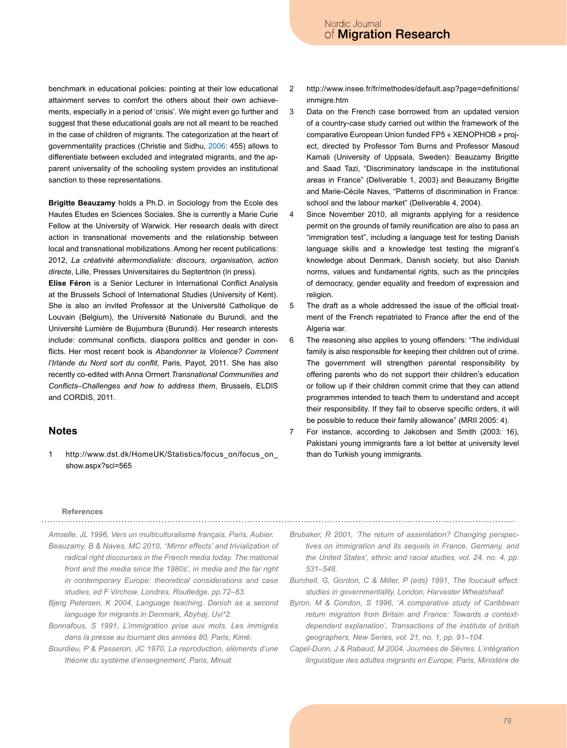benchmark in educational policies: pointing at their low educational attainment serves to comfort the others about their own achievements, especially in a period of 'crisis'. We might even go further and suggest that these educational goals are not all meant to be reached in the case of children of migrants. The categorization at the heart of governmentality practices (Christie and Sidhu, 2006: 455) allows to differentiate between excluded and integrated migrants, and the apparent universality of the schooling system provides an institutional sanction to these representations.

**Brigitte Beauzamy** holds a Ph.D. in Sociology from the Ecole des Hautes Etudes en Sciences Sociales. She is currently a Marie Curie Fellow at the University of Warwick. Her research deals with direct action in transnational movements and the relationship between local and transnational mobilizations. Among her recent publications: 2012, *La créativité altermondialiste: discours, organisation, action directe*, Lille, Presses Universitaires du Septentrion (in press).

**Elise Féron** is a Senior Lecturer in International Conflict Analysis at the Brussels School of International Studies (University of Kent). She is also an invited Professor at the Université Catholique de Louvain (Belgium), the Université Nationale du Burundi, and the Université Lumière de Bujumbura (Burundi). Her research interests include: communal conflicts, diaspora politics and gender in conflicts. Her most recent book is *Abandonner la Violence? Comment l'Irlande du Nord sort du conflit*, Paris, Payot, 2011. She has also recently co-edited with Anna Orrnert *Transnational Communities and Conflicts–Challenges and how to address them*, Brussels, ELDIS and CORDIS, 2011.

## Notes

1. http://www.dst.dk/HomeUK/Statistics/focus_on/focus_on_show.aspx?sci=565
2. http://www.insee.fr/fr/methodes/default.asp?page=definitions/immigre.htm
3. Data on the French case borrowed from an updated version of a country-case study carried out within the framework of the comparative European Union funded FP5 « XENOPHOB » project, directed by Professor Tom Burns and Professor Masoud Kamali (University of Uppsala, Sweden): Beauzamy Brigitte and Saad Tazi, "Discriminatory landscape in the institutional areas in France" (Deliverable 1, 2003) and Beauzamy Brigitte and Marie-Cécile Naves, "Patterns of discrimination in France: school and the labour market" (Deliverable 4, 2004).
4. Since November 2010, all migrants applying for a residence permit on the grounds of family reunification are also to pass an "immigration test", including a language test for testing Danish language skills and a knowledge test testing the migrant's knowledge about Denmark, Danish society, but also Danish norms, values and fundamental rights, such as the principles of democracy, gender equality and freedom of expression and religion.
5. The draft as a whole addressed the issue of the official treatment of the French repatriated to France after the end of the Algeria war.
6. The reasoning also applies to young offenders: "The individual family is also responsible for keeping their children out of crime. The government will strengthen parental responsibility by offering parents who do not support their children's education or follow up if their children commit crime that they can attend programmes intended to teach them to understand and accept their responsibility. If they fail to observe specific orders, it will be possible to reduce their family allowance" (MRII 2005: 4).
7. For instance, according to Jakobsen and Smith (2003: 16), Pakistani young immigrants fare a lot better at university level than do Turkish young immigrants.

### References

*Amselle, JL 1996, Vers un multiculturalisme français, Paris, Aubier.*

*Beauzamy, B & Naves, MC 2010, ''Mirror effects' and trivialization of radical right discourses in the French media today. The mational front and the media since the 1980s', in media and the far right in contemporary Europe: theoretical considerations and case studies, ed F Virchow, Londres, Routledge, pp.72–83.*

*Bjerg Petersen, K 2004, Language teaching. Danish as a second language for migrants in Denmark, Åbyhøj, Uvi\*2.*

*Bonnafous, S 1991, L'immigration prise aux mots. Les immigrés dans la presse au tournant des années 80, Paris, Kimé.*

*Bourdieu, P & Passeron, JC 1970, La reproduction, eléments d'une théorie du système d'enseignement, Paris, Minuit.*

*Brubaker, R 2001, 'The return of assimilation? Changing perspectives on immigration and its sequels in France, Germany, and the United States', ethnic and racial studies, vol. 24, no. 4, pp. 531–548.*

*Burchell, G, Gordon, C & Miller, P (eds) 1991, The foucault effect: studies in governmentality, London, Harvester Wheatsheaf.*

*Byron, M & Condon, S 1996, 'A comparative study of Caribbean return migration from Britain and France: Towards a context-dependent explanation', Transactions of the institute of british geographers, New Series, vol. 21, no. 1, pp. 91–104.*

*Capel-Dunn, J & Rabaud, M 2004, Journées de Sèvres, L'intégration linguistique des adultes migrants en Europe, Paris, Ministère de*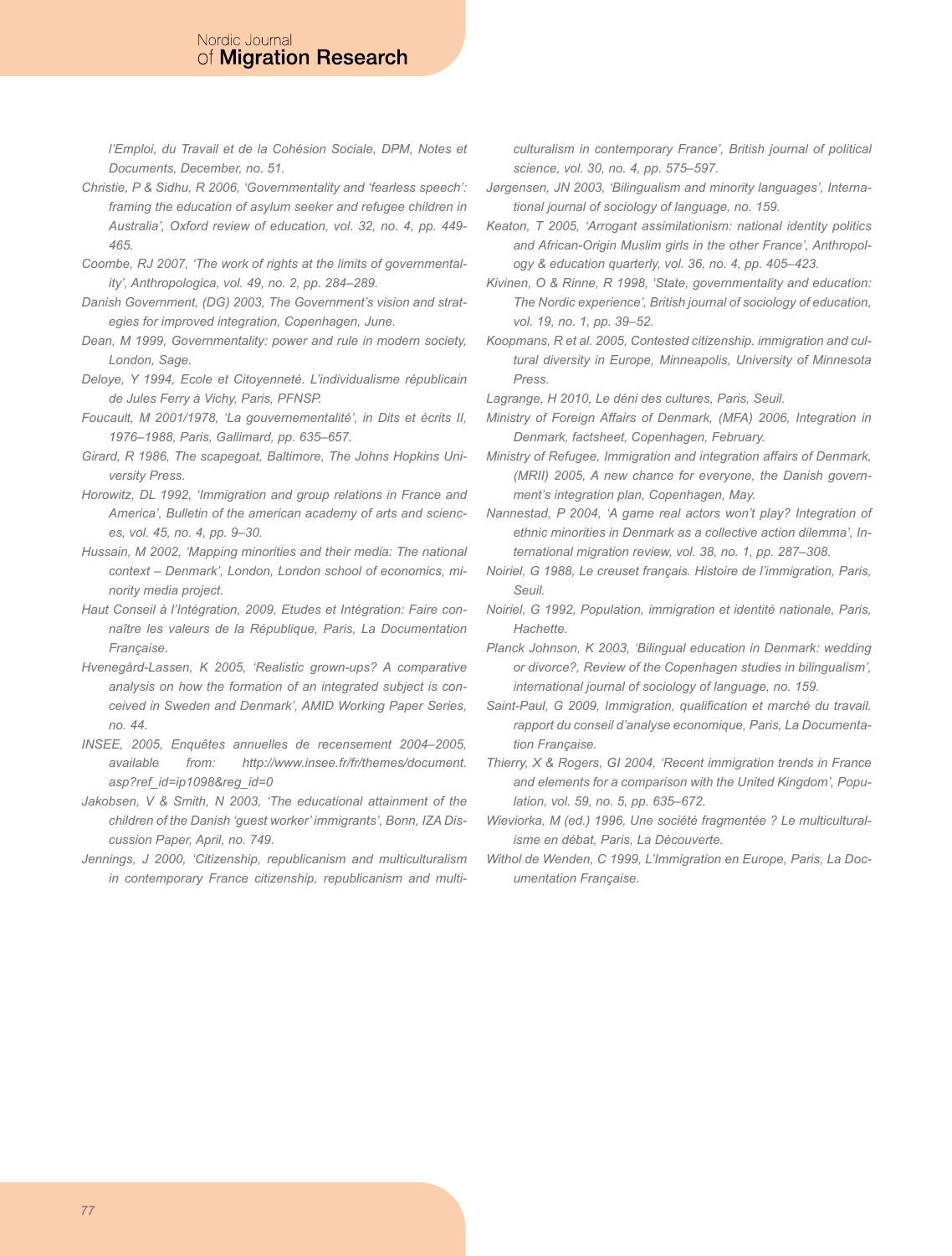*l'Emploi, du Travail et de la Cohésion Sociale, DPM, Notes et Documents, December, no. 51.*

*Christie, P & Sidhu, R 2006, 'Governmentality and 'fearless speech': framing the education of asylum seeker and refugee children in Australia', Oxford review of education, vol. 32, no. 4, pp. 449-465.*

*Coombe, RJ 2007, 'The work of rights at the limits of governmentality', Anthropologica, vol. 49, no. 2, pp. 284–289.*

*Danish Government, (DG) 2003, The Government's vision and strategies for improved integration, Copenhagen, June.*

*Dean, M 1999, Governmentality: power and rule in modern society, London, Sage.*

*Deloye, Y 1994, Ecole et Citoyenneté. L'individualisme républicain de Jules Ferry à Vichy, Paris, PFNSP.*

*Foucault, M 2001/1978, 'La gouvernementalité', in Dits et écrits II, 1976–1988, Paris, Gallimard, pp. 635–657.*

*Girard, R 1986, The scapegoat, Baltimore, The Johns Hopkins University Press.*

*Horowitz, DL 1992, 'Immigration and group relations in France and America', Bulletin of the american academy of arts and sciences, vol. 45, no. 4, pp. 9–30.*

*Hussain, M 2002, 'Mapping minorities and their media: The national context – Denmark', London, London school of economics, minority media project.*

*Haut Conseil à l'Intégration, 2009, Etudes et Intégration: Faire connaître les valeurs de la République, Paris, La Documentation Française.*

*Hvenegård-Lassen, K 2005, 'Realistic grown-ups? A comparative analysis on how the formation of an integrated subject is conceived in Sweden and Denmark', AMID Working Paper Series, no. 44.*

*INSEE, 2005, Enquêtes annuelles de recensement 2004–2005, available from: http://www.insee.fr/fr/themes/document.asp?ref_id=ip1098&reg_id=0*

*Jakobsen, V & Smith, N 2003, 'The educational attainment of the children of the Danish 'guest worker' immigrants', Bonn, IZA Discussion Paper, April, no. 749.*

*Jennings, J 2000, 'Citizenship, republicanism and multiculturalism in contemporary France citizenship, republicanism and multiculturalism in contemporary France', British journal of political science, vol. 30, no. 4, pp. 575–597.*

*Jørgensen, JN 2003, 'Bilingualism and minority languages', International journal of sociology of language, no. 159.*

*Keaton, T 2005, 'Arrogant assimilationism: national identity politics and African-Origin Muslim girls in the other France', Anthropology & education quarterly, vol. 36, no. 4, pp. 405–423.*

*Kivinen, O & Rinne, R 1998, 'State, governmentality and education: The Nordic experience', British journal of sociology of education, vol. 19, no. 1, pp. 39–52.*

*Koopmans, R et al. 2005, Contested citizenship. immigration and cultural diversity in Europe, Minneapolis, University of Minnesota Press.*

*Lagrange, H 2010, Le déni des cultures, Paris, Seuil.*

*Ministry of Foreign Affairs of Denmark, (MFA) 2006, Integration in Denmark, factsheet, Copenhagen, February.*

*Ministry of Refugee, Immigration and integration affairs of Denmark, (MRII) 2005, A new chance for everyone, the Danish government's integration plan, Copenhagen, May.*

*Nannestad, P 2004, 'A game real actors won't play? Integration of ethnic minorities in Denmark as a collective action dilemma', International migration review, vol. 38, no. 1, pp. 287–308.*

*Noiriel, G 1988, Le creuset français. Histoire de l'immigration, Paris, Seuil.*

*Noiriel, G 1992, Population, immigration et identité nationale, Paris, Hachette.*

*Planck Johnson, K 2003, 'Bilingual education in Denmark: wedding or divorce?, Review of the Copenhagen studies in bilingualism', international journal of sociology of language, no. 159.*

*Saint-Paul, G 2009, Immigration, qualification et marché du travail. rapport du conseil d'analyse economique, Paris, La Documentation Française.*

*Thierry, X & Rogers, GI 2004, 'Recent immigration trends in France and elements for a comparison with the United Kingdom', Population, vol. 59, no. 5, pp. 635–672.*

*Wieviorka, M (ed.) 1996, Une société fragmentée ? Le multiculturalisme en débat, Paris, La Découverte.*

*Withol de Wenden, C 1999, L'Immigration en Europe, Paris, La Documentation Française.*